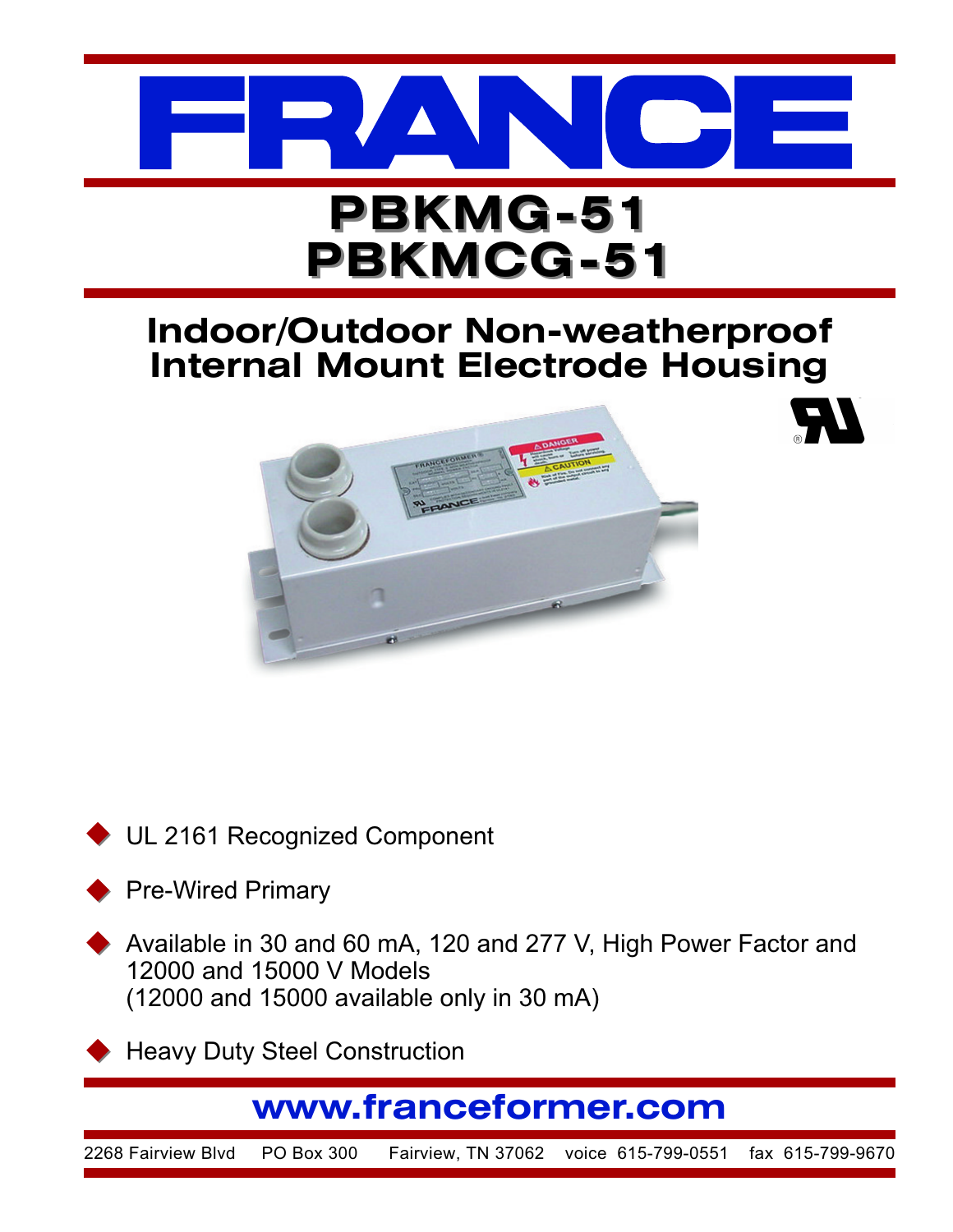# FRANCE

## PBKMG-51
## PBKMCG-51

### Indoor/Outdoor Non-weatherproof Internal Mount Electrode Housing

- UL 2161 Recognized Component
- Pre-Wired Primary
- Available in 30 and 60 mA, 120 and 277 V, High Power Factor and 12000 and 15000 V Models (12000 and 15000 available only in 30 mA)
- Heavy Duty Steel Construction

**www.franceformer.com**

2268 Fairview Blvd PO Box 300 Fairview, TN 37062 voice 615-799-0551 fax 615-799-9670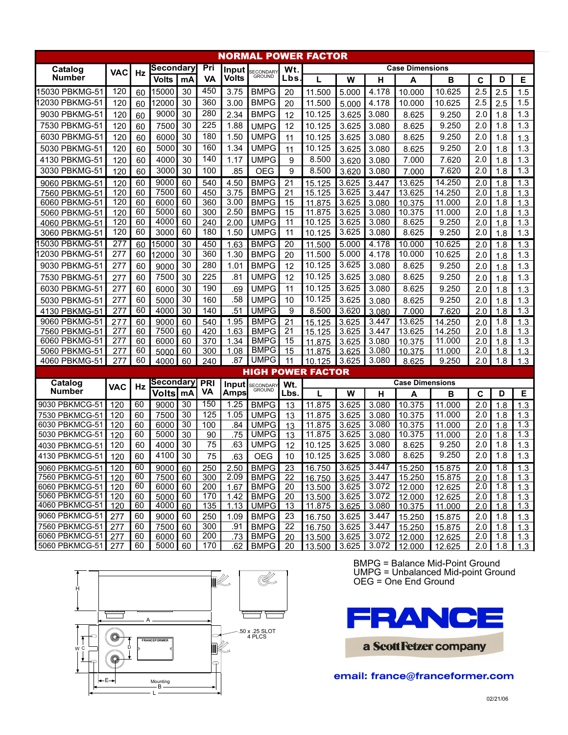## NORMAL POWER FACTOR

| Catalog Number | VAC | Hz | Secondary Volts | Secondary mA | Pri VA | Input Volts | SECONDARY GROUND | Wt. Lbs. | L | W | H | A | B | C | D | E |
|---|---|---|---|---|---|---|---|---|---|---|---|---|---|---|---|---|
| 15030 PBKMG-51 | 120 | 60 | 15000 | 30 | 450 | 3.75 | BMPG | 20 | 11.500 | 5.000 | 4.178 | 10.000 | 10.625 | 2.5 | 2.5 | 1.5 |
| 12030 PBKMG-51 | 120 | 60 | 12000 | 30 | 360 | 3.00 | BMPG | 20 | 11.500 | 5.000 | 4.178 | 10.000 | 10.625 | 2.5 | 2.5 | 1.5 |
| 9030 PBKMG-51 | 120 | 60 | 9000 | 30 | 280 | 2.34 | BMPG | 12 | 10.125 | 3.625 | 3.080 | 8.625 | 9.250 | 2.0 | 1.8 | 1.3 |
| 7530 PBKMG-51 | 120 | 60 | 7500 | 30 | 225 | 1.88 | UMPG | 12 | 10.125 | 3.625 | 3.080 | 8.625 | 9.250 | 2.0 | 1.8 | 1.3 |
| 6030 PBKMG-51 | 120 | 60 | 6000 | 30 | 180 | 1.50 | UMPG | 11 | 10.125 | 3.625 | 3.080 | 8.625 | 9.250 | 2.0 | 1.8 | 1.3 |
| 5030 PBKMG-51 | 120 | 60 | 5000 | 30 | 160 | 1.34 | UMPG | 11 | 10.125 | 3.625 | 3.080 | 8.625 | 9.250 | 2.0 | 1.8 | 1.3 |
| 4130 PBKMG-51 | 120 | 60 | 4000 | 30 | 140 | 1.17 | UMPG | 9 | 8.500 | 3.620 | 3.080 | 7.000 | 7.620 | 2.0 | 1.8 | 1.3 |
| 3030 PBKMG-51 | 120 | 60 | 3000 | 30 | 100 | .85 | OEG | 9 | 8.500 | 3.620 | 3.080 | 7.000 | 7.620 | 2.0 | 1.8 | 1.3 |
| 9060 PBKMG-51 | 120 | 60 | 9000 | 60 | 540 | 4.50 | BMPG | 21 | 15.125 | 3.625 | 3.447 | 13.625 | 14.250 | 2.0 | 1.8 | 1.3 |
| 7560 PBKMG-51 | 120 | 60 | 7500 | 60 | 450 | 3.75 | BMPG | 21 | 15.125 | 3.625 | 3.447 | 13.625 | 14.250 | 2.0 | 1.8 | 1.3 |
| 6060 PBKMG-51 | 120 | 60 | 6000 | 60 | 360 | 3.00 | BMPG | 15 | 11.875 | 3.625 | 3.080 | 10.375 | 11.000 | 2.0 | 1.8 | 1.3 |
| 5060 PBKMG-51 | 120 | 60 | 5000 | 60 | 300 | 2.50 | BMPG | 15 | 11.875 | 3.625 | 3.080 | 10.375 | 11.000 | 2.0 | 1.8 | 1.3 |
| 4060 PBKMG-51 | 120 | 60 | 4000 | 60 | 240 | 2.00 | UMPG | 11 | 10.125 | 3.625 | 3.080 | 8.625 | 9.250 | 2.0 | 1.8 | 1.3 |
| 3060 PBKMG-51 | 120 | 60 | 3000 | 60 | 180 | 1.50 | UMPG | 11 | 10.125 | 3.625 | 3.080 | 8.625 | 9.250 | 2.0 | 1.8 | 1.3 |
| 15030 PBKMG-51 | 277 | 60 | 15000 | 30 | 450 | 1.63 | BMPG | 20 | 11.500 | 5.000 | 4.178 | 10.000 | 10.625 | 2.0 | 1.8 | 1.3 |
| 12030 PBKMG-51 | 277 | 60 | 12000 | 30 | 360 | 1.30 | BMPG | 20 | 11.500 | 5.000 | 4.178 | 10.000 | 10.625 | 2.0 | 1.8 | 1.3 |
| 9030 PBKMG-51 | 277 | 60 | 9000 | 30 | 280 | 1.01 | BMPG | 12 | 10.125 | 3.625 | 3.080 | 8.625 | 9.250 | 2.0 | 1.8 | 1.3 |
| 7530 PBKMG-51 | 277 | 60 | 7500 | 30 | 225 | .81 | UMPG | 12 | 10.125 | 3.625 | 3.080 | 8.625 | 9.250 | 2.0 | 1.8 | 1.3 |
| 6030 PBKMG-51 | 277 | 60 | 6000 | 30 | 190 | .69 | UMPG | 11 | 10.125 | 3.625 | 3.080 | 8.625 | 9.250 | 2.0 | 1.8 | 1.3 |
| 5030 PBKMG-51 | 277 | 60 | 5000 | 30 | 160 | .58 | UMPG | 10 | 10.125 | 3.625 | 3.080 | 8.625 | 9.250 | 2.0 | 1.8 | 1.3 |
| 4130 PBKMG-51 | 277 | 60 | 4000 | 30 | 140 | .51 | UMPG | 9 | 8.500 | 3.620 | 3.080 | 7.000 | 7.620 | 2.0 | 1.8 | 1.3 |
| 9060 PBKMG-51 | 277 | 60 | 9000 | 60 | 540 | 1.95 | BMPG | 21 | 15.125 | 3.625 | 3.447 | 13.625 | 14.250 | 2.0 | 1.8 | 1.3 |
| 7560 PBKMG-51 | 277 | 60 | 7500 | 60 | 420 | 1.63 | BMPG | 21 | 15.125 | 3.625 | 3.447 | 13.625 | 14.250 | 2.0 | 1.8 | 1.3 |
| 6060 PBKMG-51 | 277 | 60 | 6000 | 60 | 370 | 1.34 | BMPG | 15 | 11.875 | 3.625 | 3.080 | 10.375 | 11.000 | 2.0 | 1.8 | 1.3 |
| 5060 PBKMG-51 | 277 | 60 | 5000 | 60 | 300 | 1.08 | BMPG | 15 | 11.875 | 3.625 | 3.080 | 10.375 | 11.000 | 2.0 | 1.8 | 1.3 |
| 4060 PBKMG-51 | 277 | 60 | 4000 | 60 | 240 | .87 | UMPG | 11 | 10.125 | 3.625 | 3.080 | 8.625 | 9.250 | 2.0 | 1.8 | 1.3 |

## HIGH POWER FACTOR

| Catalog Number | VAC | Hz | Secondary Volts | Secondary mA | PRI VA | Input Amps | SECONDARY GROUND | Wt. Lbs. | L | W | H | A | B | C | D | E |
|---|---|---|---|---|---|---|---|---|---|---|---|---|---|---|---|---|
| 9030 PBKMCG-51 | 120 | 60 | 9000 | 30 | 150 | 1.25 | BMPG | 13 | 11.875 | 3.625 | 3.080 | 10.375 | 11.000 | 2.0 | 1.8 | 1.3 |
| 7530 PBKMCG-51 | 120 | 60 | 7500 | 30 | 125 | 1.05 | UMPG | 13 | 11.875 | 3.625 | 3.080 | 10.375 | 11.000 | 2.0 | 1.8 | 1.3 |
| 6030 PBKMCG-51 | 120 | 60 | 6000 | 30 | 100 | .84 | UMPG | 13 | 11.875 | 3.625 | 3.080 | 10.375 | 11.000 | 2.0 | 1.8 | 1.3 |
| 5030 PBKMCG-51 | 120 | 60 | 5000 | 30 | 90 | .75 | UMPG | 13 | 11.875 | 3.625 | 3.080 | 10.375 | 11.000 | 2.0 | 1.8 | 1.3 |
| 4030 PBKMCG-51 | 120 | 60 | 4000 | 30 | 75 | .63 | UMPG | 12 | 10.125 | 3.625 | 3.080 | 8.625 | 9.250 | 2.0 | 1.8 | 1.3 |
| 4130 PBKMCG-51 | 120 | 60 | 4100 | 30 | 75 | .63 | OEG | 10 | 10.125 | 3.625 | 3.080 | 8.625 | 9.250 | 2.0 | 1.8 | 1.3 |
| 9060 PBKMCG-51 | 120 | 60 | 9000 | 60 | 250 | 2.50 | BMPG | 23 | 16.750 | 3.625 | 3.447 | 15.250 | 15.875 | 2.0 | 1.8 | 1.3 |
| 7560 PBKMCG-51 | 120 | 60 | 7500 | 60 | 300 | 2.09 | BMPG | 22 | 16.750 | 3.625 | 3.447 | 15.250 | 15.875 | 2.0 | 1.8 | 1.3 |
| 6060 PBKMCG-51 | 120 | 60 | 6000 | 60 | 200 | 1.67 | BMPG | 20 | 13.500 | 3.625 | 3.072 | 12.000 | 12.625 | 2.0 | 1.8 | 1.3 |
| 5060 PBKMCG-51 | 120 | 60 | 5000 | 60 | 170 | 1.42 | BMPG | 20 | 13.500 | 3.625 | 3.072 | 12.000 | 12.625 | 2.0 | 1.8 | 1.3 |
| 4060 PBKMCG-51 | 120 | 60 | 4000 | 60 | 135 | 1.13 | UMPG | 13 | 11.875 | 3.625 | 3.080 | 10.375 | 11.000 | 2.0 | 1.8 | 1.3 |
| 9060 PBKMCG-51 | 277 | 60 | 9000 | 60 | 250 | 1.09 | BMPG | 23 | 16.750 | 3.625 | 3.447 | 15.250 | 15.875 | 2.0 | 1.8 | 1.3 |
| 7560 PBKMCG-51 | 277 | 60 | 7500 | 60 | 300 | .91 | BMPG | 22 | 16.750 | 3.625 | 3.447 | 15.250 | 15.875 | 2.0 | 1.8 | 1.3 |
| 6060 PBKMCG-51 | 277 | 60 | 6000 | 60 | 200 | .73 | BMPG | 20 | 13.500 | 3.625 | 3.072 | 12.000 | 12.625 | 2.0 | 1.8 | 1.3 |
| 5060 PBKMCG-51 | 277 | 60 | 5000 | 60 | 170 | .62 | BMPG | 20 | 13.500 | 3.625 | 3.072 | 12.000 | 12.625 | 2.0 | 1.8 | 1.3 |

H

A

W C D

FRANCEFORMER

.50 x .25 SLOT
4 PLCS

E

Mounting
B

L

BMPG = Balance Mid-Point Ground
UMPG = Unbalanced Mid-point Ground
OEG = One End Ground

FRANCE

a Scott Fetzer company

**email: france@franceformer.com**

02/21/06